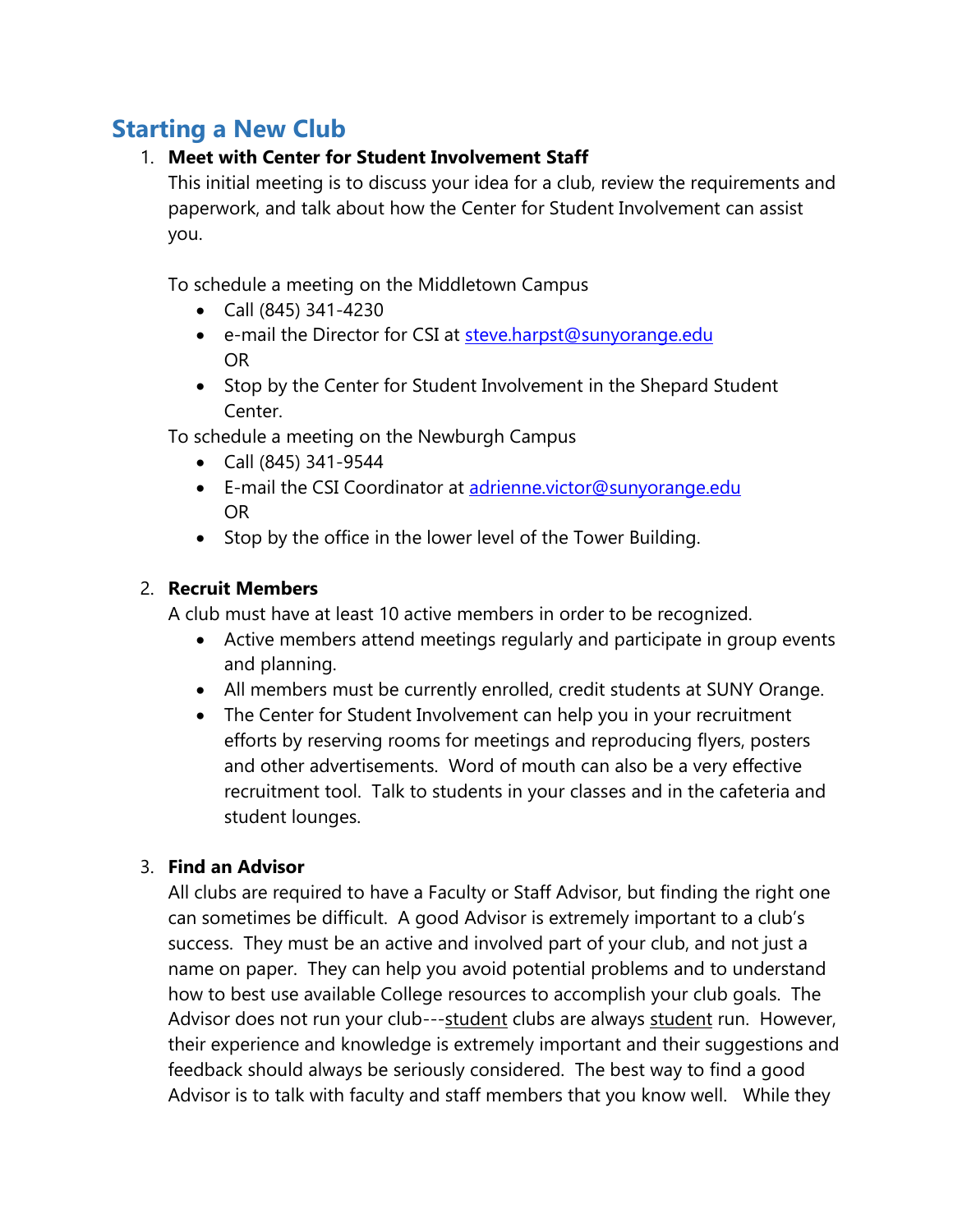# Starting a New Club

1. **Meet with Center for Student Involvement Staff**

   This initial meeting is to discuss your idea for a club, review the requirements and paperwork, and talk about how the Center for Student Involvement can assist you.

   To schedule a meeting on the Middletown Campus
   - Call (845) 341-4230
   - e-mail the Director for CSI at steve.harpst@sunyorange.edu
     OR
   - Stop by the Center for Student Involvement in the Shepard Student Center.

   To schedule a meeting on the Newburgh Campus
   - Call (845) 341-9544
   - E-mail the CSI Coordinator at adrienne.victor@sunyorange.edu
     OR
   - Stop by the office in the lower level of the Tower Building.

2. **Recruit Members**

   A club must have at least 10 active members in order to be recognized.
   - Active members attend meetings regularly and participate in group events and planning.
   - All members must be currently enrolled, credit students at SUNY Orange.
   - The Center for Student Involvement can help you in your recruitment efforts by reserving rooms for meetings and reproducing flyers, posters and other advertisements. Word of mouth can also be a very effective recruitment tool. Talk to students in your classes and in the cafeteria and student lounges.

3. **Find an Advisor**

   All clubs are required to have a Faculty or Staff Advisor, but finding the right one can sometimes be difficult. A good Advisor is extremely important to a club's success. They must be an active and involved part of your club, and not just a name on paper. They can help you avoid potential problems and to understand how to best use available College resources to accomplish your club goals. The Advisor does not run your club---<u>student</u> clubs are always <u>student</u> run. However, their experience and knowledge is extremely important and their suggestions and feedback should always be seriously considered. The best way to find a good Advisor is to talk with faculty and staff members that you know well. While they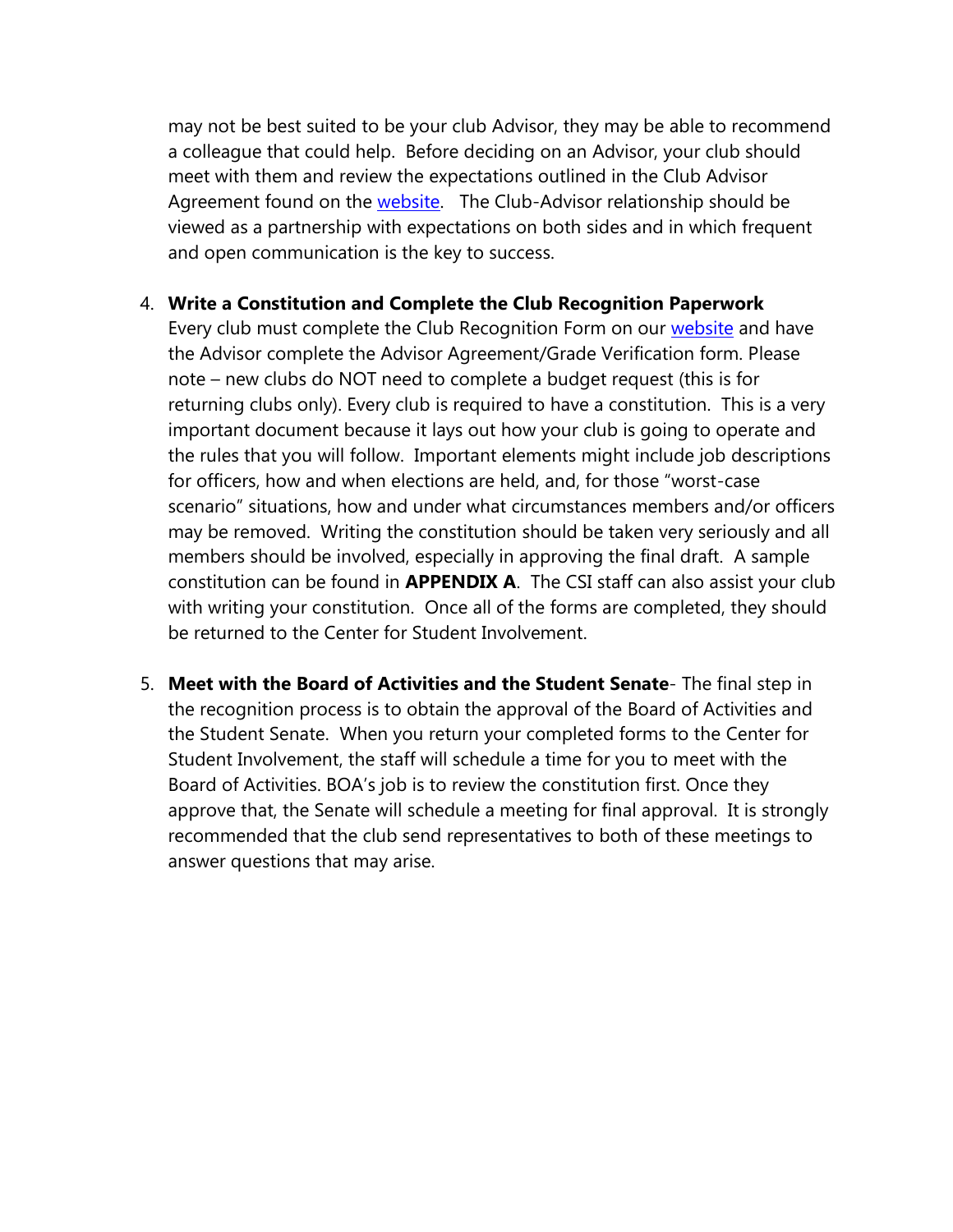may not be best suited to be your club Advisor, they may be able to recommend a colleague that could help. Before deciding on an Advisor, your club should meet with them and review the expectations outlined in the Club Advisor Agreement found on the website. The Club-Advisor relationship should be viewed as a partnership with expectations on both sides and in which frequent and open communication is the key to success.

4. **Write a Constitution and Complete the Club Recognition Paperwork**
   Every club must complete the Club Recognition Form on our website and have the Advisor complete the Advisor Agreement/Grade Verification form. Please note – new clubs do NOT need to complete a budget request (this is for returning clubs only). Every club is required to have a constitution. This is a very important document because it lays out how your club is going to operate and the rules that you will follow. Important elements might include job descriptions for officers, how and when elections are held, and, for those "worst-case scenario" situations, how and under what circumstances members and/or officers may be removed. Writing the constitution should be taken very seriously and all members should be involved, especially in approving the final draft. A sample constitution can be found in **APPENDIX A**. The CSI staff can also assist your club with writing your constitution. Once all of the forms are completed, they should be returned to the Center for Student Involvement.

5. **Meet with the Board of Activities and the Student Senate**- The final step in the recognition process is to obtain the approval of the Board of Activities and the Student Senate. When you return your completed forms to the Center for Student Involvement, the staff will schedule a time for you to meet with the Board of Activities. BOA's job is to review the constitution first. Once they approve that, the Senate will schedule a meeting for final approval. It is strongly recommended that the club send representatives to both of these meetings to answer questions that may arise.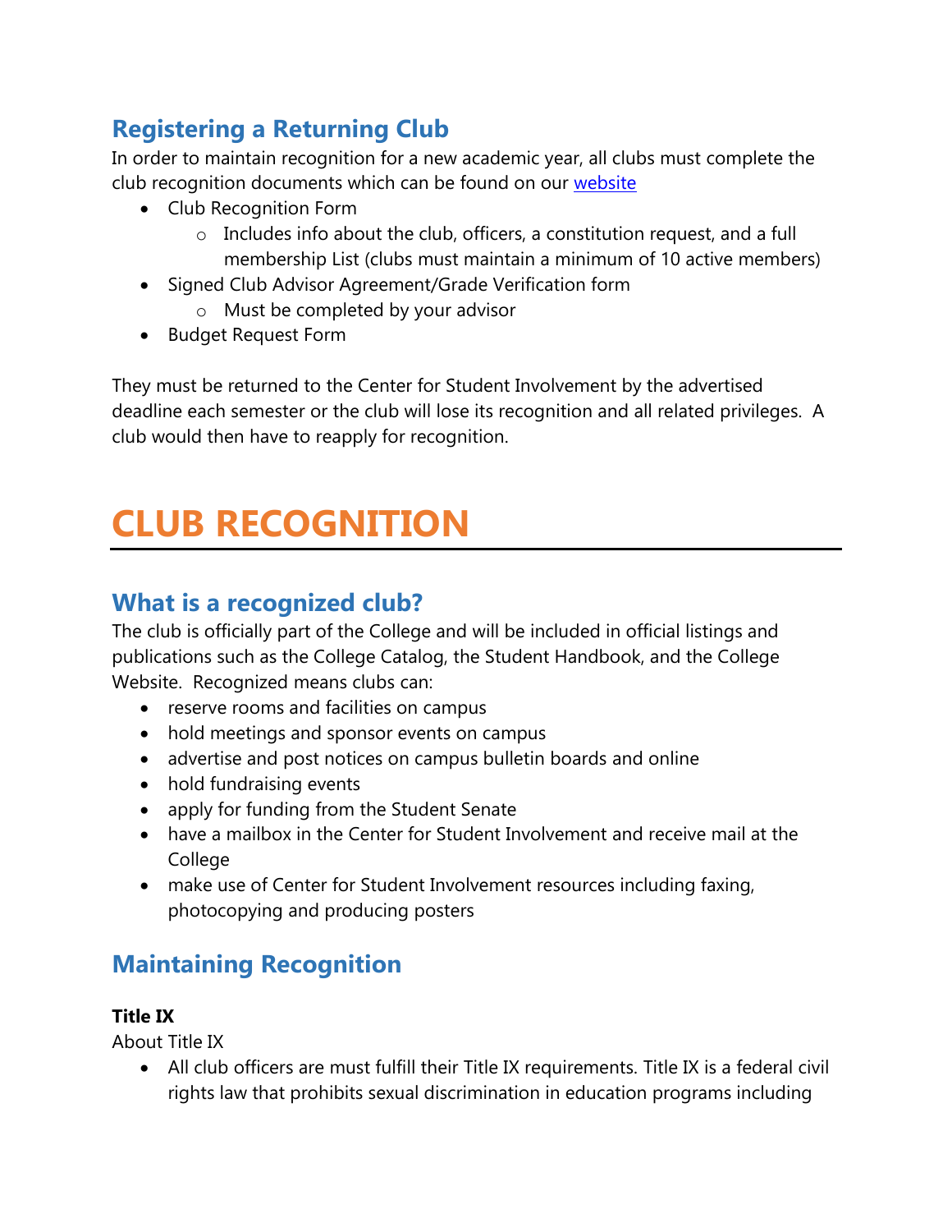## Registering a Returning Club

In order to maintain recognition for a new academic year, all clubs must complete the club recognition documents which can be found on our [website]

- Club Recognition Form
  - Includes info about the club, officers, a constitution request, and a full membership List (clubs must maintain a minimum of 10 active members)
- Signed Club Advisor Agreement/Grade Verification form
  - Must be completed by your advisor
- Budget Request Form

They must be returned to the Center for Student Involvement by the advertised deadline each semester or the club will lose its recognition and all related privileges. A club would then have to reapply for recognition.

# CLUB RECOGNITION

## What is a recognized club?

The club is officially part of the College and will be included in official listings and publications such as the College Catalog, the Student Handbook, and the College Website. Recognized means clubs can:

- reserve rooms and facilities on campus
- hold meetings and sponsor events on campus
- advertise and post notices on campus bulletin boards and online
- hold fundraising events
- apply for funding from the Student Senate
- have a mailbox in the Center for Student Involvement and receive mail at the College
- make use of Center for Student Involvement resources including faxing, photocopying and producing posters

## Maintaining Recognition

**Title IX**

About Title IX

- All club officers are must fulfill their Title IX requirements. Title IX is a federal civil rights law that prohibits sexual discrimination in education programs including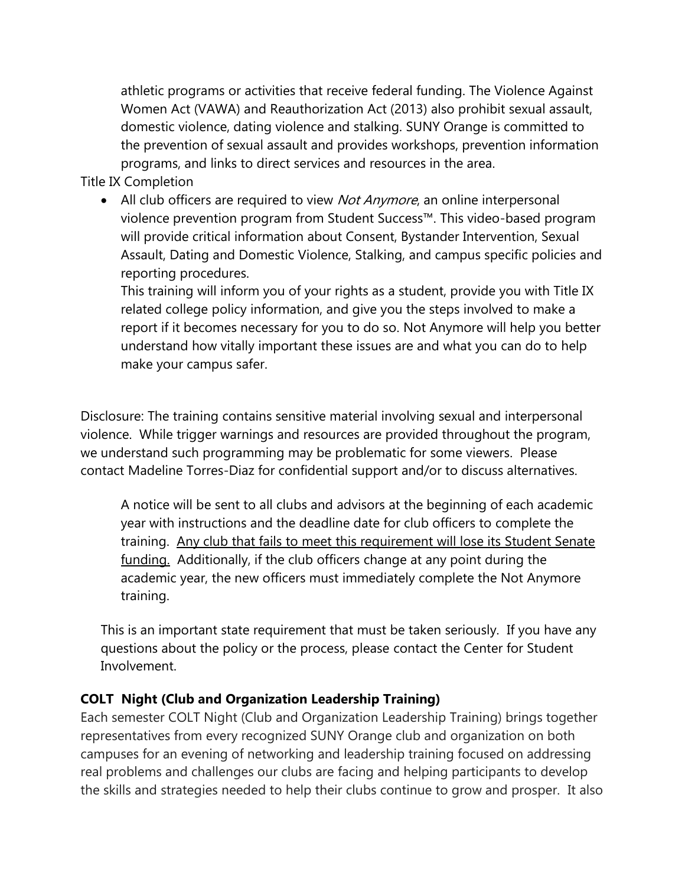athletic programs or activities that receive federal funding. The Violence Against Women Act (VAWA) and Reauthorization Act (2013) also prohibit sexual assault, domestic violence, dating violence and stalking. SUNY Orange is committed to the prevention of sexual assault and provides workshops, prevention information programs, and links to direct services and resources in the area.

Title IX Completion

- All club officers are required to view *Not Anymore*, an online interpersonal violence prevention program from Student Success™. This video-based program will provide critical information about Consent, Bystander Intervention, Sexual Assault, Dating and Domestic Violence, Stalking, and campus specific policies and reporting procedures.

  This training will inform you of your rights as a student, provide you with Title IX related college policy information, and give you the steps involved to make a report if it becomes necessary for you to do so. Not Anymore will help you better understand how vitally important these issues are and what you can do to help make your campus safer.

Disclosure: The training contains sensitive material involving sexual and interpersonal violence. While trigger warnings and resources are provided throughout the program, we understand such programming may be problematic for some viewers. Please contact Madeline Torres-Diaz for confidential support and/or to discuss alternatives.

A notice will be sent to all clubs and advisors at the beginning of each academic year with instructions and the deadline date for club officers to complete the training. <u>Any club that fails to meet this requirement will lose its Student Senate funding.</u> Additionally, if the club officers change at any point during the academic year, the new officers must immediately complete the Not Anymore training.

This is an important state requirement that must be taken seriously. If you have any questions about the policy or the process, please contact the Center for Student Involvement.

**COLT Night (Club and Organization Leadership Training)**

Each semester COLT Night (Club and Organization Leadership Training) brings together representatives from every recognized SUNY Orange club and organization on both campuses for an evening of networking and leadership training focused on addressing real problems and challenges our clubs are facing and helping participants to develop the skills and strategies needed to help their clubs continue to grow and prosper. It also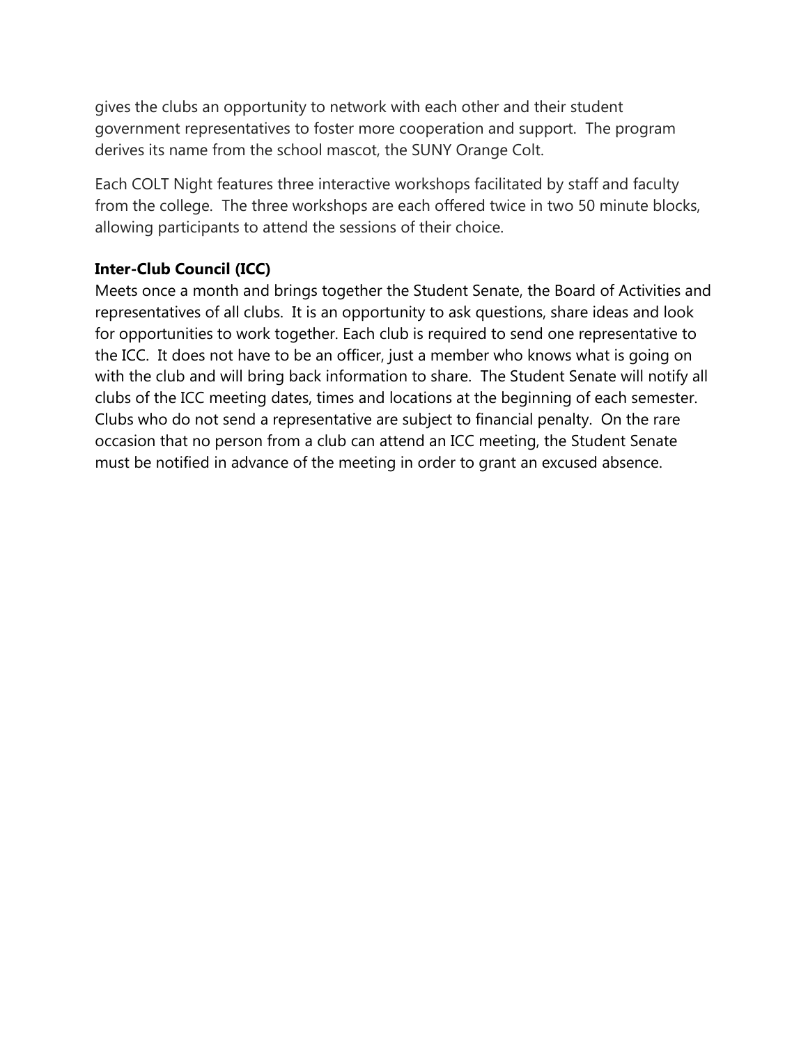gives the clubs an opportunity to network with each other and their student government representatives to foster more cooperation and support.  The program derives its name from the school mascot, the SUNY Orange Colt.

Each COLT Night features three interactive workshops facilitated by staff and faculty from the college.  The three workshops are each offered twice in two 50 minute blocks, allowing participants to attend the sessions of their choice.

**Inter-Club Council (ICC)**

Meets once a month and brings together the Student Senate, the Board of Activities and representatives of all clubs.  It is an opportunity to ask questions, share ideas and look for opportunities to work together. Each club is required to send one representative to the ICC.  It does not have to be an officer, just a member who knows what is going on with the club and will bring back information to share.  The Student Senate will notify all clubs of the ICC meeting dates, times and locations at the beginning of each semester.  Clubs who do not send a representative are subject to financial penalty.  On the rare occasion that no person from a club can attend an ICC meeting, the Student Senate must be notified in advance of the meeting in order to grant an excused absence.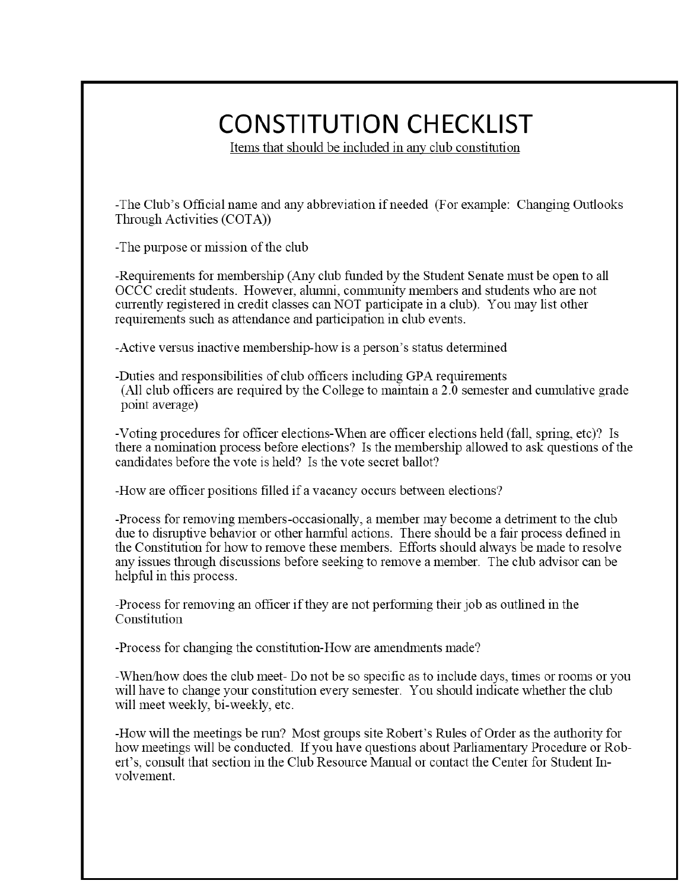# CONSTITUTION CHECKLIST

<u>Items that should be included in any club constitution</u>

-The Club's Official name and any abbreviation if needed (For example: Changing Outlooks Through Activities (COTA))

-The purpose or mission of the club

-Requirements for membership (Any club funded by the Student Senate must be open to all OCCC credit students. However, alumni, community members and students who are not currently registered in credit classes can NOT participate in a club). You may list other requirements such as attendance and participation in club events.

-Active versus inactive membership-how is a person's status determined

-Duties and responsibilities of club officers including GPA requirements (All club officers are required by the College to maintain a 2.0 semester and cumulative grade point average)

-Voting procedures for officer elections-When are officer elections held (fall, spring, etc)? Is there a nomination process before elections? Is the membership allowed to ask questions of the candidates before the vote is held? Is the vote secret ballot?

-How are officer positions filled if a vacancy occurs between elections?

-Process for removing members-occasionally, a member may become a detriment to the club due to disruptive behavior or other harmful actions. There should be a fair process defined in the Constitution for how to remove these members. Efforts should always be made to resolve any issues through discussions before seeking to remove a member. The club advisor can be helpful in this process.

-Process for removing an officer if they are not performing their job as outlined in the Constitution

-Process for changing the constitution-How are amendments made?

-When/how does the club meet- Do not be so specific as to include days, times or rooms or you will have to change your constitution every semester. You should indicate whether the club will meet weekly, bi-weekly, etc.

-How will the meetings be run? Most groups site Robert's Rules of Order as the authority for how meetings will be conducted. If you have questions about Parliamentary Procedure or Robert's, consult that section in the Club Resource Manual or contact the Center for Student Involvement.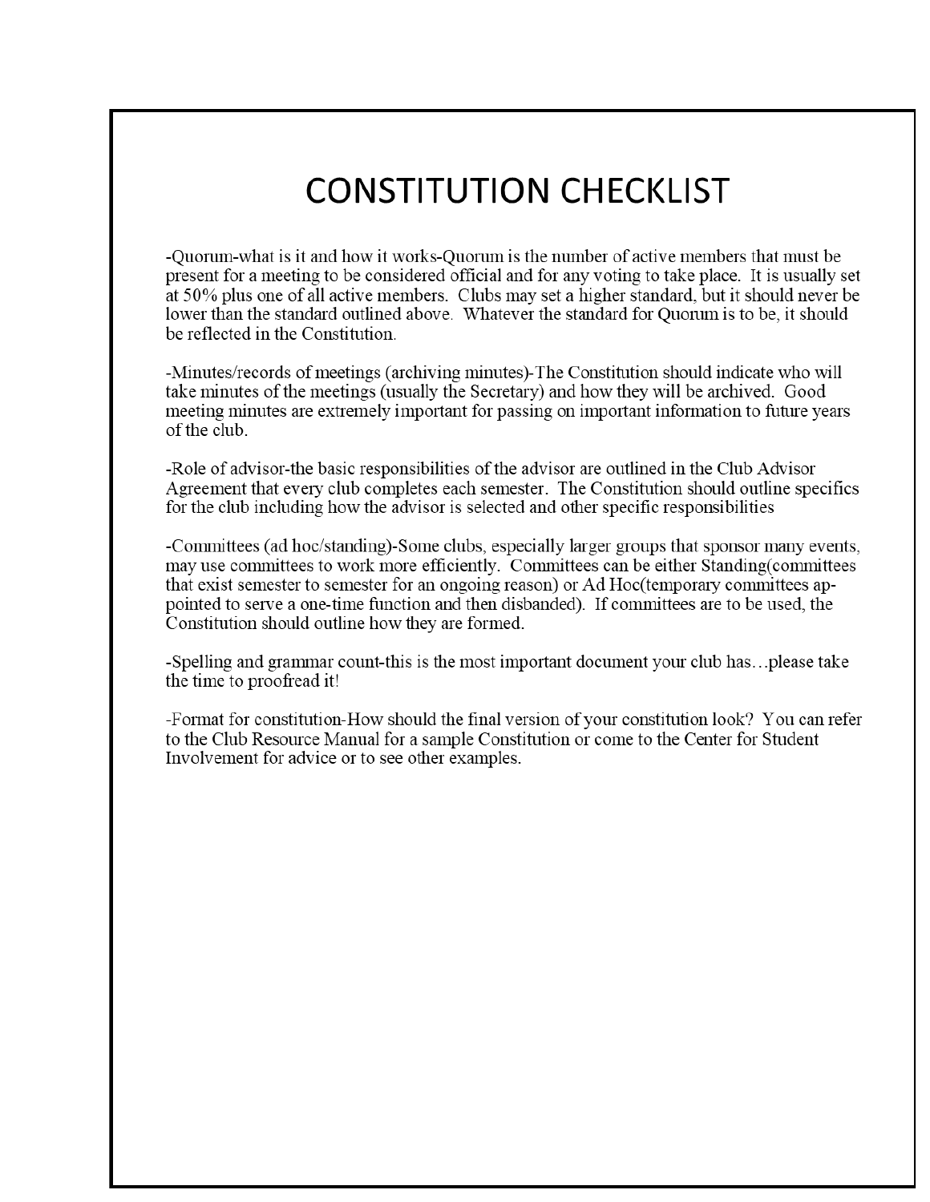# CONSTITUTION CHECKLIST

-Quorum-what is it and how it works-Quorum is the number of active members that must be present for a meeting to be considered official and for any voting to take place. It is usually set at 50% plus one of all active members. Clubs may set a higher standard, but it should never be lower than the standard outlined above. Whatever the standard for Quorum is to be, it should be reflected in the Constitution.

-Minutes/records of meetings (archiving minutes)-The Constitution should indicate who will take minutes of the meetings (usually the Secretary) and how they will be archived. Good meeting minutes are extremely important for passing on important information to future years of the club.

-Role of advisor-the basic responsibilities of the advisor are outlined in the Club Advisor Agreement that every club completes each semester. The Constitution should outline specifics for the club including how the advisor is selected and other specific responsibilities

-Committees (ad hoc/standing)-Some clubs, especially larger groups that sponsor many events, may use committees to work more efficiently. Committees can be either Standing(committees that exist semester to semester for an ongoing reason) or Ad Hoc(temporary committees appointed to serve a one-time function and then disbanded). If committees are to be used, the Constitution should outline how they are formed.

-Spelling and grammar count-this is the most important document your club has…please take the time to proofread it!

-Format for constitution-How should the final version of your constitution look? You can refer to the Club Resource Manual for a sample Constitution or come to the Center for Student Involvement for advice or to see other examples.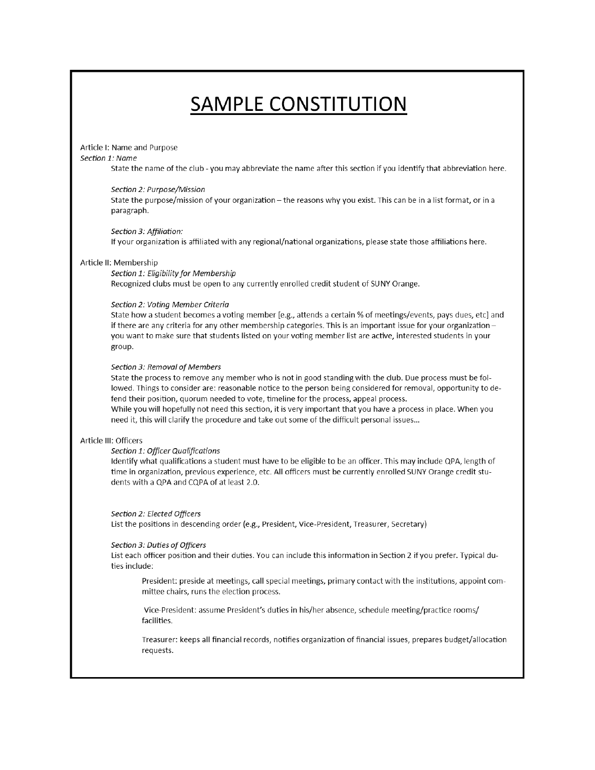# SAMPLE CONSTITUTION

Article I: Name and Purpose

*Section 1: Name*

State the name of the club - you may abbreviate the name after this section if you identify that abbreviation here.

*Section 2: Purpose/Mission*

State the purpose/mission of your organization – the reasons why you exist. This can be in a list format, or in a paragraph.

*Section 3: Affiliation:*

If your organization is affiliated with any regional/national organizations, please state those affiliations here.

Article II: Membership

*Section 1: Eligibility for Membership*

Recognized clubs must be open to any currently enrolled credit student of SUNY Orange.

*Section 2: Voting Member Criteria*

State how a student becomes a voting member [e.g., attends a certain % of meetings/events, pays dues, etc] and if there are any criteria for any other membership categories. This is an important issue for your organization – you want to make sure that students listed on your voting member list are active, interested students in your group.

*Section 3: Removal of Members*

State the process to remove any member who is not in good standing with the club. Due process must be followed. Things to consider are: reasonable notice to the person being considered for removal, opportunity to defend their position, quorum needed to vote, timeline for the process, appeal process.

While you will hopefully not need this section, it is very important that you have a process in place. When you need it, this will clarify the procedure and take out some of the difficult personal issues...

Article III: Officers

*Section 1: Officer Qualifications*

Identify what qualifications a student must have to be eligible to be an officer. This may include QPA, length of time in organization, previous experience, etc. All officers must be currently enrolled SUNY Orange credit students with a QPA and CQPA of at least 2.0.

*Section 2: Elected Officers*

List the positions in descending order (e.g., President, Vice-President, Treasurer, Secretary)

*Section 3: Duties of Officers*

List each officer position and their duties. You can include this information in Section 2 if you prefer. Typical duties include:

President: preside at meetings, call special meetings, primary contact with the institutions, appoint committee chairs, runs the election process.

Vice-President: assume President's duties in his/her absence, schedule meeting/practice rooms/facilities.

Treasurer: keeps all financial records, notifies organization of financial issues, prepares budget/allocation requests.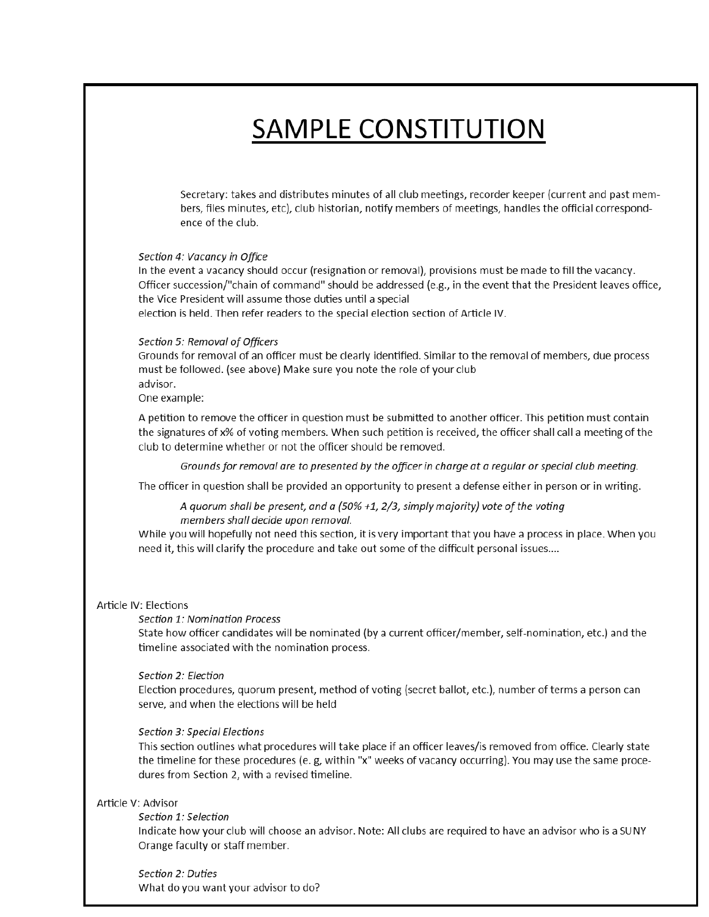# SAMPLE CONSTITUTION

Secretary: takes and distributes minutes of all club meetings, recorder keeper (current and past members, files minutes, etc), club historian, notify members of meetings, handles the official correspondence of the club.

*Section 4: Vacancy in Office*
In the event a vacancy should occur (resignation or removal), provisions must be made to fill the vacancy. Officer succession/"chain of command" should be addressed (e.g., in the event that the President leaves office, the Vice President will assume those duties until a special election is held. Then refer readers to the special election section of Article IV.

*Section 5: Removal of Officers*
Grounds for removal of an officer must be clearly identified. Similar to the removal of members, due process must be followed. (see above) Make sure you note the role of your club advisor.
One example:

A petition to remove the officer in question must be submitted to another officer. This petition must contain the signatures of x% of voting members. When such petition is received, the officer shall call a meeting of the club to determine whether or not the officer should be removed.

*Grounds for removal are to presented by the officer in charge at a regular or special club meeting.*

The officer in question shall be provided an opportunity to present a defense either in person or in writing.

*A quorum shall be present, and a (50% +1, 2/3, simply majority) vote of the voting members shall decide upon removal.*

While you will hopefully not need this section, it is very important that you have a process in place. When you need it, this will clarify the procedure and take out some of the difficult personal issues....

Article IV: Elections

*Section 1: Nomination Process*
State how officer candidates will be nominated (by a current officer/member, self-nomination, etc.) and the timeline associated with the nomination process.

*Section 2: Election*
Election procedures, quorum present, method of voting (secret ballot, etc.), number of terms a person can serve, and when the elections will be held

*Section 3: Special Elections*
This section outlines what procedures will take place if an officer leaves/is removed from office. Clearly state the timeline for these procedures (e. g, within "x" weeks of vacancy occurring). You may use the same procedures from Section 2, with a revised timeline.

Article V: Advisor

*Section 1: Selection*
Indicate how your club will choose an advisor. Note: All clubs are required to have an advisor who is a SUNY Orange faculty or staff member.

*Section 2: Duties*
What do you want your advisor to do?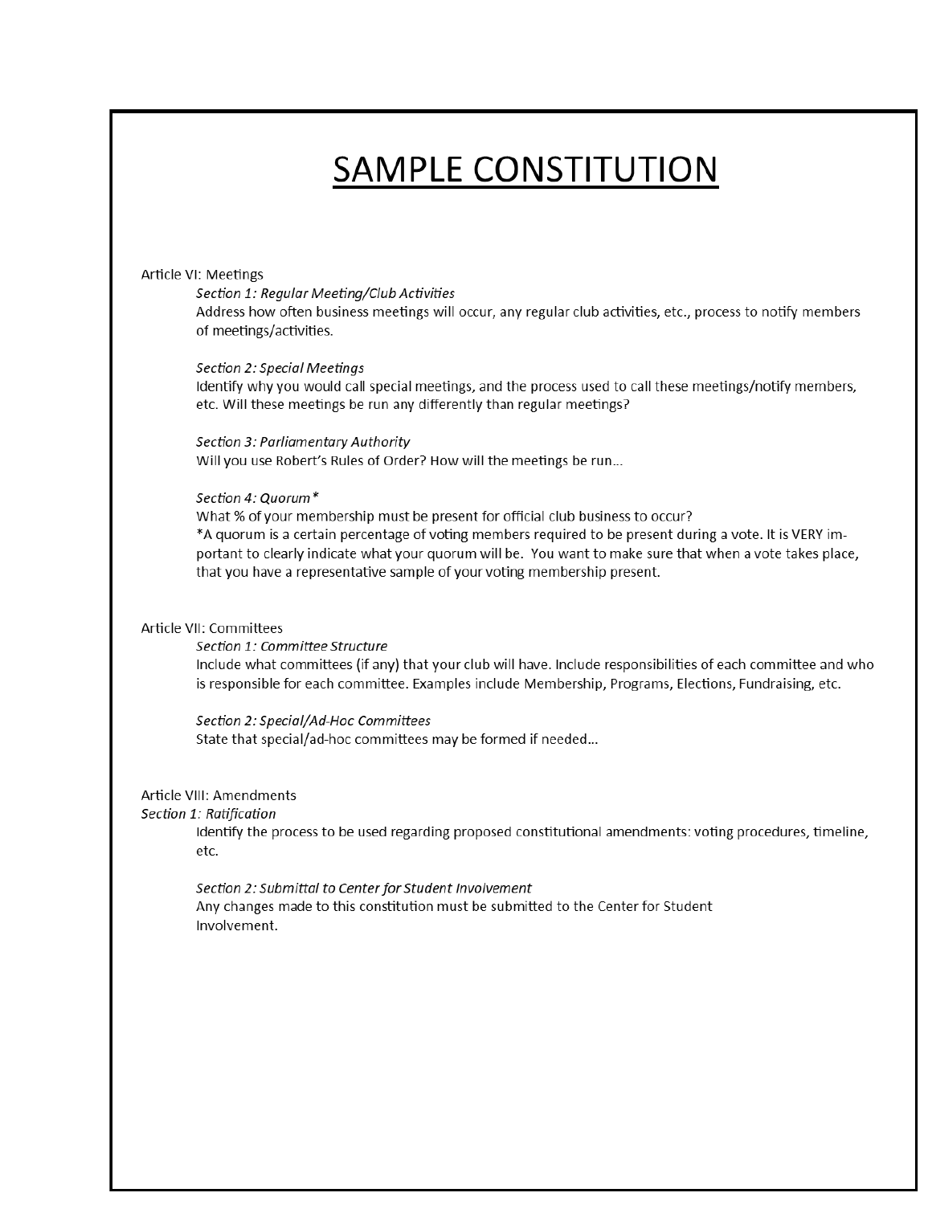# SAMPLE CONSTITUTION

Article VI: Meetings

*Section 1: Regular Meeting/Club Activities*

Address how often business meetings will occur, any regular club activities, etc., process to notify members of meetings/activities.

*Section 2: Special Meetings*

Identify why you would call special meetings, and the process used to call these meetings/notify members, etc. Will these meetings be run any differently than regular meetings?

*Section 3: Parliamentary Authority*

Will you use Robert's Rules of Order? How will the meetings be run…

*Section 4: Quorum**

What % of your membership must be present for official club business to occur?

*A quorum is a certain percentage of voting members required to be present during a vote. It is VERY important to clearly indicate what your quorum will be. You want to make sure that when a vote takes place, that you have a representative sample of your voting membership present.

Article VII: Committees

*Section 1: Committee Structure*

Include what committees (if any) that your club will have. Include responsibilities of each committee and who is responsible for each committee. Examples include Membership, Programs, Elections, Fundraising, etc.

*Section 2: Special/Ad-Hoc Committees*

State that special/ad-hoc committees may be formed if needed…

Article VIII: Amendments

*Section 1: Ratification*

Identify the process to be used regarding proposed constitutional amendments: voting procedures, timeline, etc.

*Section 2: Submittal to Center for Student Involvement*

Any changes made to this constitution must be submitted to the Center for Student Involvement.